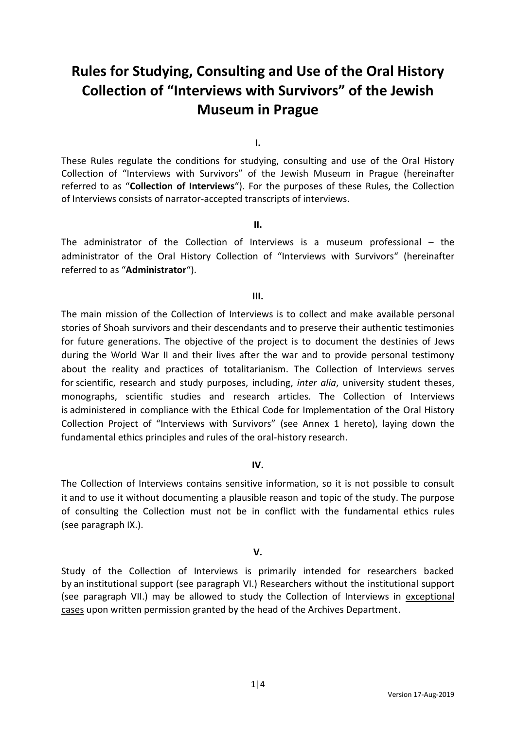# Rules for Studying, Consulting and Use of the Oral History Collection of “Interviews with Survivors” of the Jewish Museum in Prague

**I.**

These Rules regulate the conditions for studying, consulting and use of the Oral History Collection of “Interviews with Survivors” of the Jewish Museum in Prague (hereinafter referred to as “**Collection of Interviews**“). For the purposes of these Rules, the Collection of Interviews consists of narrator-accepted transcripts of interviews.

**II.**

The administrator of the Collection of Interviews is a museum professional – the administrator of the Oral History Collection of “Interviews with Survivors“ (hereinafter referred to as “**Administrator**“).

**III.**

The main mission of the Collection of Interviews is to collect and make available personal stories of Shoah survivors and their descendants and to preserve their authentic testimonies for future generations. The objective of the project is to document the destinies of Jews during the World War II and their lives after the war and to provide personal testimony about the reality and practices of totalitarianism. The Collection of Interviews serves for scientific, research and study purposes, including, *inter alia*, university student theses, monographs, scientific studies and research articles. The Collection of Interviews is administered in compliance with the Ethical Code for Implementation of the Oral History Collection Project of “Interviews with Survivors” (see Annex 1 hereto), laying down the fundamental ethics principles and rules of the oral-history research.

**IV.**

The Collection of Interviews contains sensitive information, so it is not possible to consult it and to use it without documenting a plausible reason and topic of the study. The purpose of consulting the Collection must not be in conflict with the fundamental ethics rules (see paragraph IX.).

**V.**

Study of the Collection of Interviews is primarily intended for researchers backed by an institutional support (see paragraph VI.) Researchers without the institutional support (see paragraph VII.) may be allowed to study the Collection of Interviews in exceptional cases upon written permission granted by the head of the Archives Department.

Version 17-Aug-2019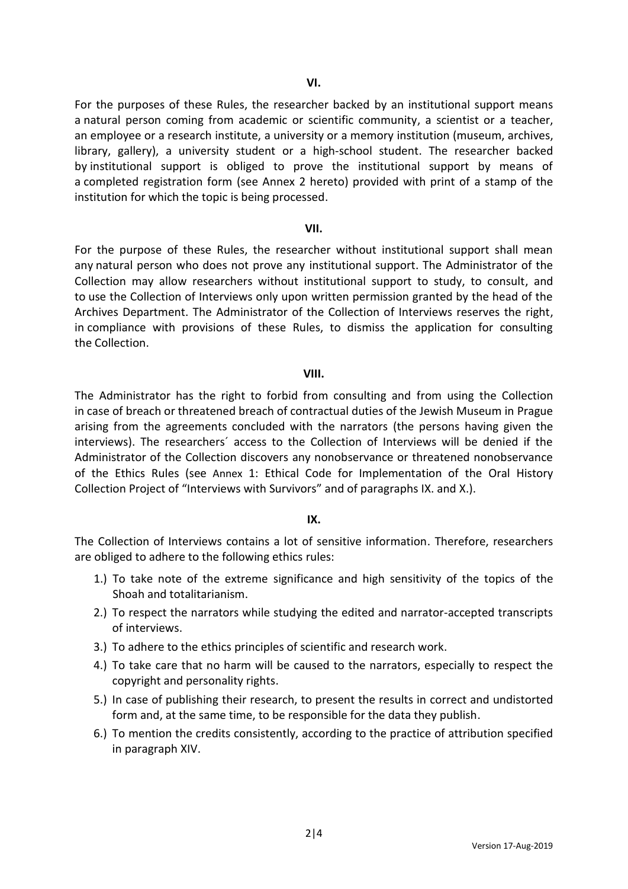## VI.

For the purposes of these Rules, the researcher backed by an institutional support means a natural person coming from academic or scientific community, a scientist or a teacher, an employee or a research institute, a university or a memory institution (museum, archives, library, gallery), a university student or a high-school student. The researcher backed by institutional support is obliged to prove the institutional support by means of a completed registration form (see Annex 2 hereto) provided with print of a stamp of the institution for which the topic is being processed.

## VII.

For the purpose of these Rules, the researcher without institutional support shall mean any natural person who does not prove any institutional support. The Administrator of the Collection may allow researchers without institutional support to study, to consult, and to use the Collection of Interviews only upon written permission granted by the head of the Archives Department. The Administrator of the Collection of Interviews reserves the right, in compliance with provisions of these Rules, to dismiss the application for consulting the Collection.

## VIII.

The Administrator has the right to forbid from consulting and from using the Collection in case of breach or threatened breach of contractual duties of the Jewish Museum in Prague arising from the agreements concluded with the narrators (the persons having given the interviews). The researchers´ access to the Collection of Interviews will be denied if the Administrator of the Collection discovers any nonobservance or threatened nonobservance of the Ethics Rules (see Annex 1: Ethical Code for Implementation of the Oral History Collection Project of "Interviews with Survivors" and of paragraphs IX. and X.).

## IX.

The Collection of Interviews contains a lot of sensitive information. Therefore, researchers are obliged to adhere to the following ethics rules:

1.) To take note of the extreme significance and high sensitivity of the topics of the Shoah and totalitarianism.
2.) To respect the narrators while studying the edited and narrator-accepted transcripts of interviews.
3.) To adhere to the ethics principles of scientific and research work.
4.) To take care that no harm will be caused to the narrators, especially to respect the copyright and personality rights.
5.) In case of publishing their research, to present the results in correct and undistorted form and, at the same time, to be responsible for the data they publish.
6.) To mention the credits consistently, according to the practice of attribution specified in paragraph XIV.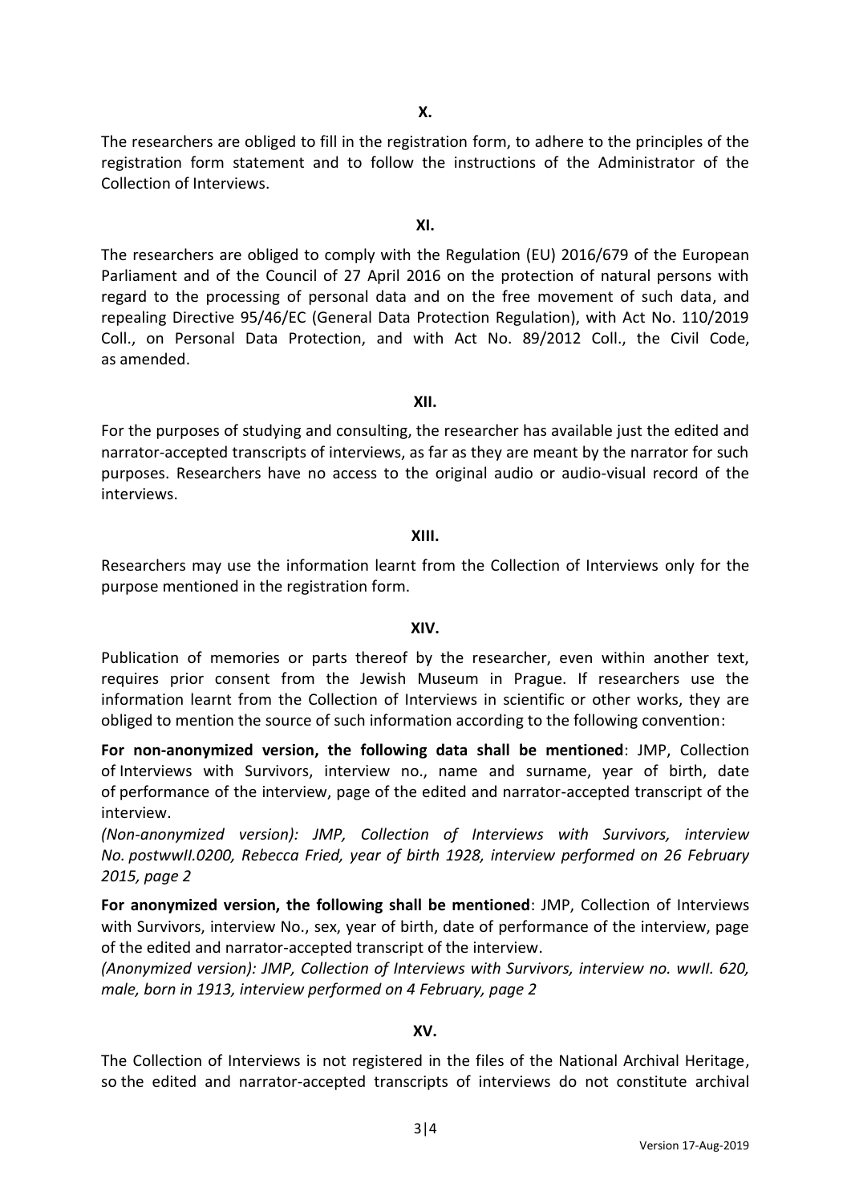**X.**

The researchers are obliged to fill in the registration form, to adhere to the principles of the registration form statement and to follow the instructions of the Administrator of the Collection of Interviews.

**XI.**

The researchers are obliged to comply with the Regulation (EU) 2016/679 of the European Parliament and of the Council of 27 April 2016 on the protection of natural persons with regard to the processing of personal data and on the free movement of such data, and repealing Directive 95/46/EC (General Data Protection Regulation), with Act No. 110/2019 Coll., on Personal Data Protection, and with Act No. 89/2012 Coll., the Civil Code, as amended.

**XII.**

For the purposes of studying and consulting, the researcher has available just the edited and narrator-accepted transcripts of interviews, as far as they are meant by the narrator for such purposes. Researchers have no access to the original audio or audio-visual record of the interviews.

**XIII.**

Researchers may use the information learnt from the Collection of Interviews only for the purpose mentioned in the registration form.

**XIV.**

Publication of memories or parts thereof by the researcher, even within another text, requires prior consent from the Jewish Museum in Prague. If researchers use the information learnt from the Collection of Interviews in scientific or other works, they are obliged to mention the source of such information according to the following convention:

**For non-anonymized version, the following data shall be mentioned**: JMP, Collection of Interviews with Survivors, interview no., name and surname, year of birth, date of performance of the interview, page of the edited and narrator-accepted transcript of the interview.

*(Non-anonymized version): JMP, Collection of Interviews with Survivors, interview No. postwwII.0200, Rebecca Fried, year of birth 1928, interview performed on 26 February 2015, page 2*

**For anonymized version, the following shall be mentioned**: JMP, Collection of Interviews with Survivors, interview No., sex, year of birth, date of performance of the interview, page of the edited and narrator-accepted transcript of the interview.

*(Anonymized version): JMP, Collection of Interviews with Survivors, interview no. wwII. 620, male, born in 1913, interview performed on 4 February, page 2*

**XV.**

The Collection of Interviews is not registered in the files of the National Archival Heritage, so the edited and narrator-accepted transcripts of interviews do not constitute archival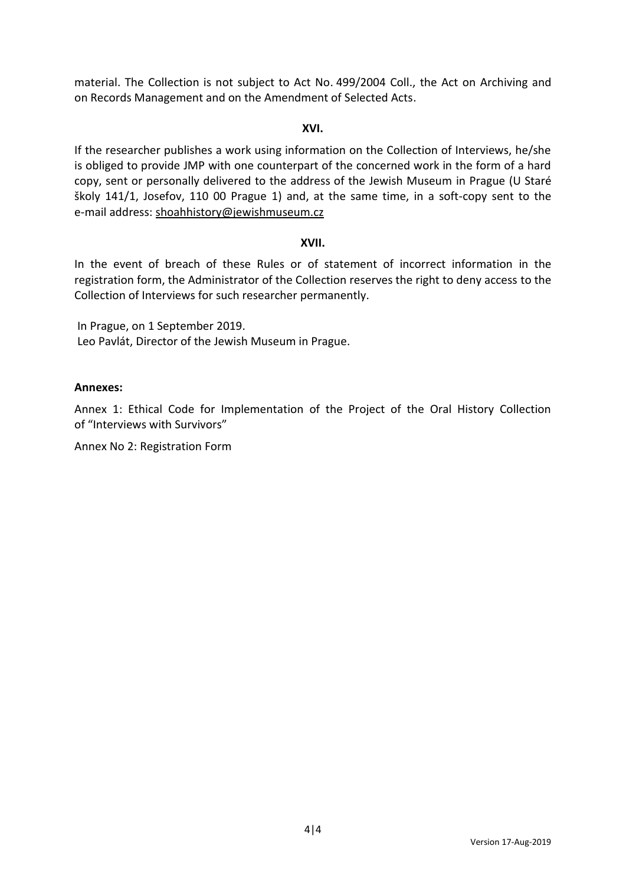material. The Collection is not subject to Act No. 499/2004 Coll., the Act on Archiving and on Records Management and on the Amendment of Selected Acts.

**XVI.**

If the researcher publishes a work using information on the Collection of Interviews, he/she is obliged to provide JMP with one counterpart of the concerned work in the form of a hard copy, sent or personally delivered to the address of the Jewish Museum in Prague (U Staré školy 141/1, Josefov, 110 00 Prague 1) and, at the same time, in a soft-copy sent to the e-mail address: shoahhistory@jewishmuseum.cz

**XVII.**

In the event of breach of these Rules or of statement of incorrect information in the registration form, the Administrator of the Collection reserves the right to deny access to the Collection of Interviews for such researcher permanently.

In Prague, on 1 September 2019.
Leo Pavlát, Director of the Jewish Museum in Prague.

**Annexes:**

Annex 1: Ethical Code for Implementation of the Project of the Oral History Collection of "Interviews with Survivors"

Annex No 2: Registration Form

Version 17-Aug-2019